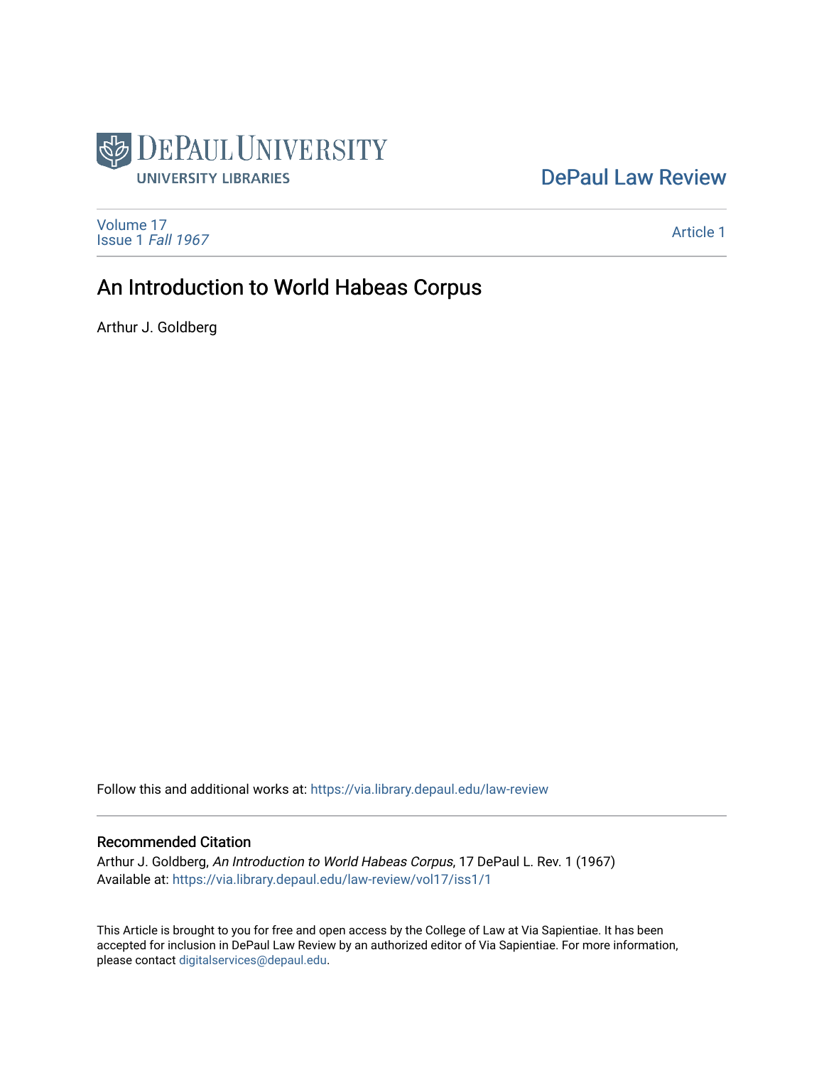DePaul University Libraries

DePaul Law Review

Volume 17
Issue 1 *Fall 1967*

Article 1

# An Introduction to World Habeas Corpus

Arthur J. Goldberg

Follow this and additional works at: https://via.library.depaul.edu/law-review

## Recommended Citation

Arthur J. Goldberg, *An Introduction to World Habeas Corpus*, 17 DePaul L. Rev. 1 (1967)
Available at: https://via.library.depaul.edu/law-review/vol17/iss1/1

This Article is brought to you for free and open access by the College of Law at Via Sapientiae. It has been accepted for inclusion in DePaul Law Review by an authorized editor of Via Sapientiae. For more information, please contact digitalservices@depaul.edu.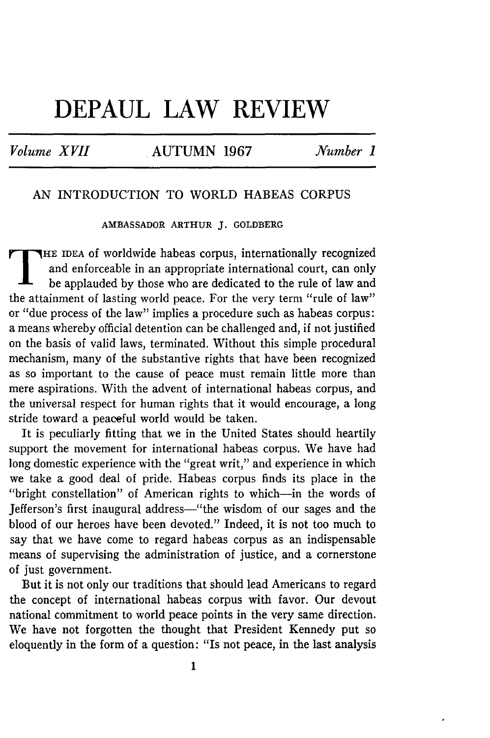# DEPAUL LAW REVIEW

*Volume XVII* AUTUMN 1967 *Number 1*

## AN INTRODUCTION TO WORLD HABEAS CORPUS

AMBASSADOR ARTHUR J. GOLDBERG

THE IDEA of worldwide habeas corpus, internationally recognized and enforceable in an appropriate international court, can only be applauded by those who are dedicated to the rule of law and the attainment of lasting world peace. For the very term "rule of law" or "due process of the law" implies a procedure such as habeas corpus: a means whereby official detention can be challenged and, if not justified on the basis of valid laws, terminated. Without this simple procedural mechanism, many of the substantive rights that have been recognized as so important to the cause of peace must remain little more than mere aspirations. With the advent of international habeas corpus, and the universal respect for human rights that it would encourage, a long stride toward a peaceful world would be taken.

It is peculiarly fitting that we in the United States should heartily support the movement for international habeas corpus. We have had long domestic experience with the "great writ," and experience in which we take a good deal of pride. Habeas corpus finds its place in the "bright constellation" of American rights to which—in the words of Jefferson's first inaugural address—"the wisdom of our sages and the blood of our heroes have been devoted." Indeed, it is not too much to say that we have come to regard habeas corpus as an indispensable means of supervising the administration of justice, and a cornerstone of just government.

But it is not only our traditions that should lead Americans to regard the concept of international habeas corpus with favor. Our devout national commitment to world peace points in the very same direction. We have not forgotten the thought that President Kennedy put so eloquently in the form of a question: "Is not peace, in the last analysis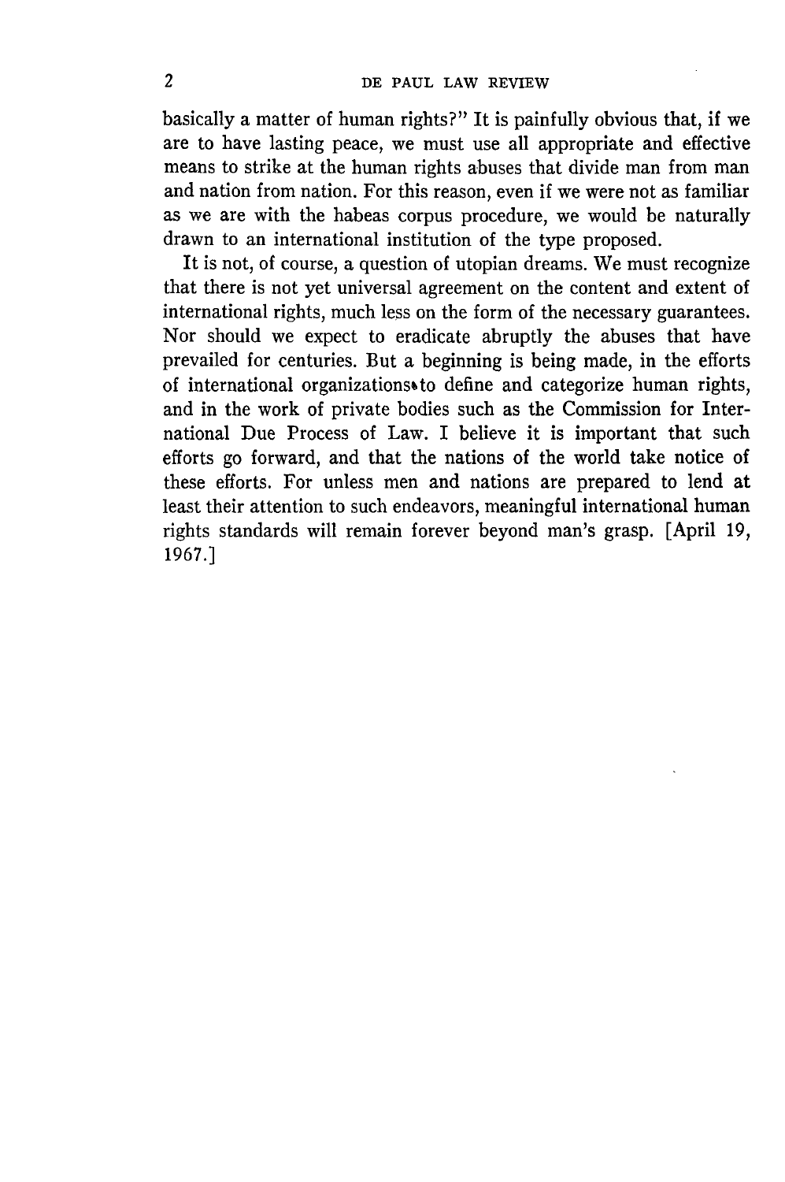basically a matter of human rights?" It is painfully obvious that, if we are to have lasting peace, we must use all appropriate and effective means to strike at the human rights abuses that divide man from man and nation from nation. For this reason, even if we were not as familiar as we are with the habeas corpus procedure, we would be naturally drawn to an international institution of the type proposed.

It is not, of course, a question of utopian dreams. We must recognize that there is not yet universal agreement on the content and extent of international rights, much less on the form of the necessary guarantees. Nor should we expect to eradicate abruptly the abuses that have prevailed for centuries. But a beginning is being made, in the efforts of international organizations to define and categorize human rights, and in the work of private bodies such as the Commission for International Due Process of Law. I believe it is important that such efforts go forward, and that the nations of the world take notice of these efforts. For unless men and nations are prepared to lend at least their attention to such endeavors, meaningful international human rights standards will remain forever beyond man's grasp. [April 19, 1967.]